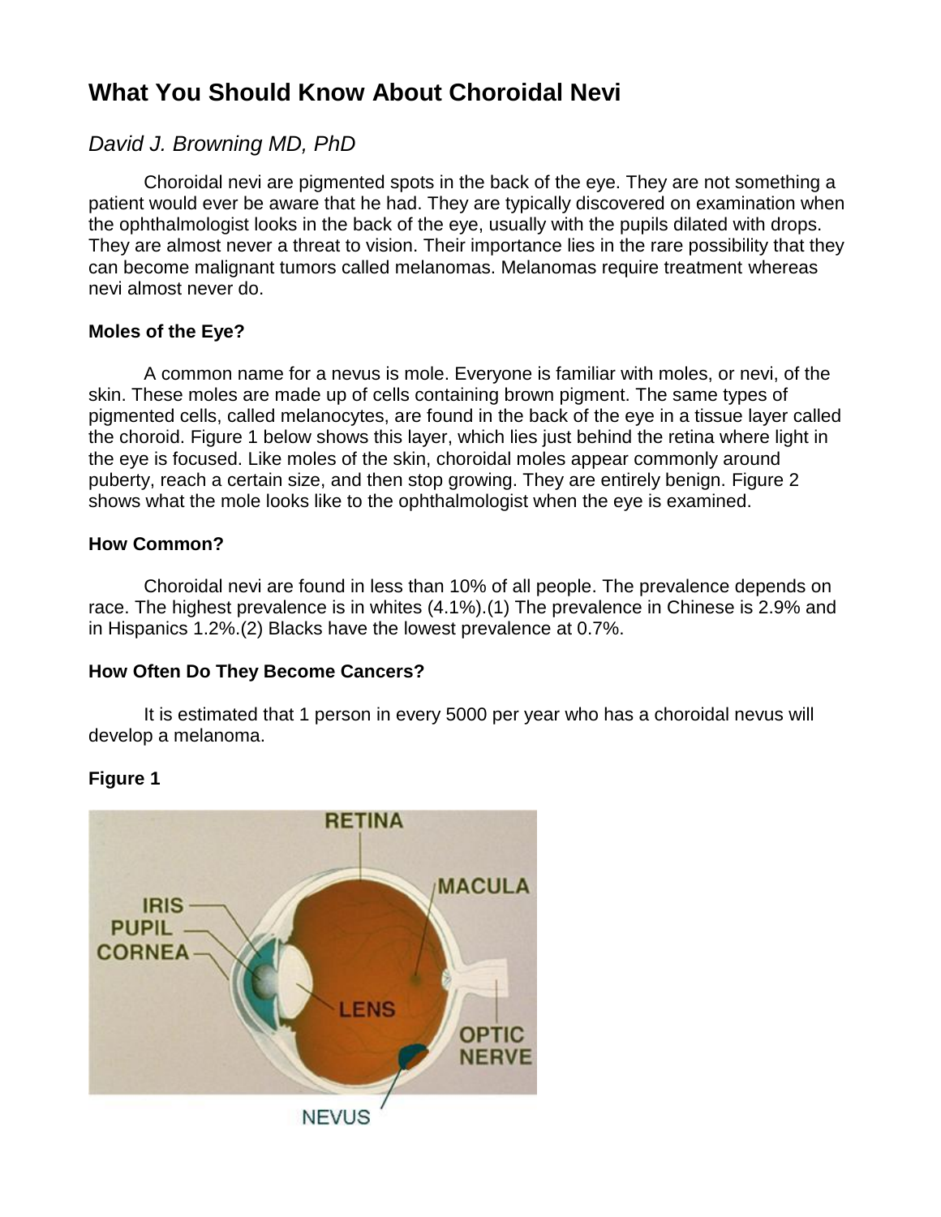# What You Should Know About Choroidal Nevi

*David J. Browning MD, PhD*

Choroidal nevi are pigmented spots in the back of the eye. They are not something a patient would ever be aware that he had. They are typically discovered on examination when the ophthalmologist looks in the back of the eye, usually with the pupils dilated with drops. They are almost never a threat to vision. Their importance lies in the rare possibility that they can become malignant tumors called melanomas. Melanomas require treatment whereas nevi almost never do.

### Moles of the Eye?

A common name for a nevus is mole. Everyone is familiar with moles, or nevi, of the skin. These moles are made up of cells containing brown pigment. The same types of pigmented cells, called melanocytes, are found in the back of the eye in a tissue layer called the choroid. Figure 1 below shows this layer, which lies just behind the retina where light in the eye is focused. Like moles of the skin, choroidal moles appear commonly around puberty, reach a certain size, and then stop growing. They are entirely benign. Figure 2 shows what the mole looks like to the ophthalmologist when the eye is examined.

### How Common?

Choroidal nevi are found in less than 10% of all people. The prevalence depends on race. The highest prevalence is in whites (4.1%).(1) The prevalence in Chinese is 2.9% and in Hispanics 1.2%.(2) Blacks have the lowest prevalence at 0.7%.

### How Often Do They Become Cancers?

It is estimated that 1 person in every 5000 per year who has a choroidal nevus will develop a melanoma.

### Figure 1

RETINA, MACULA, IRIS, PUPIL, CORNEA, LENS, OPTIC NERVE, NEVUS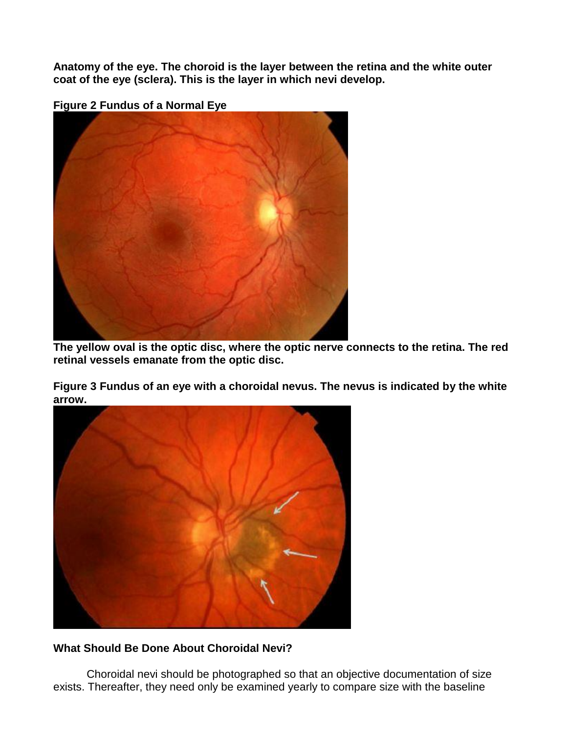**Anatomy of the eye. The choroid is the layer between the retina and the white outer coat of the eye (sclera). This is the layer in which nevi develop.**

**Figure 2 Fundus of a Normal Eye**

**The yellow oval is the optic disc, where the optic nerve connects to the retina. The red retinal vessels emanate from the optic disc.**

**Figure 3 Fundus of an eye with a choroidal nevus. The nevus is indicated by the white arrow.**

**What Should Be Done About Choroidal Nevi?**

Choroidal nevi should be photographed so that an objective documentation of size exists. Thereafter, they need only be examined yearly to compare size with the baseline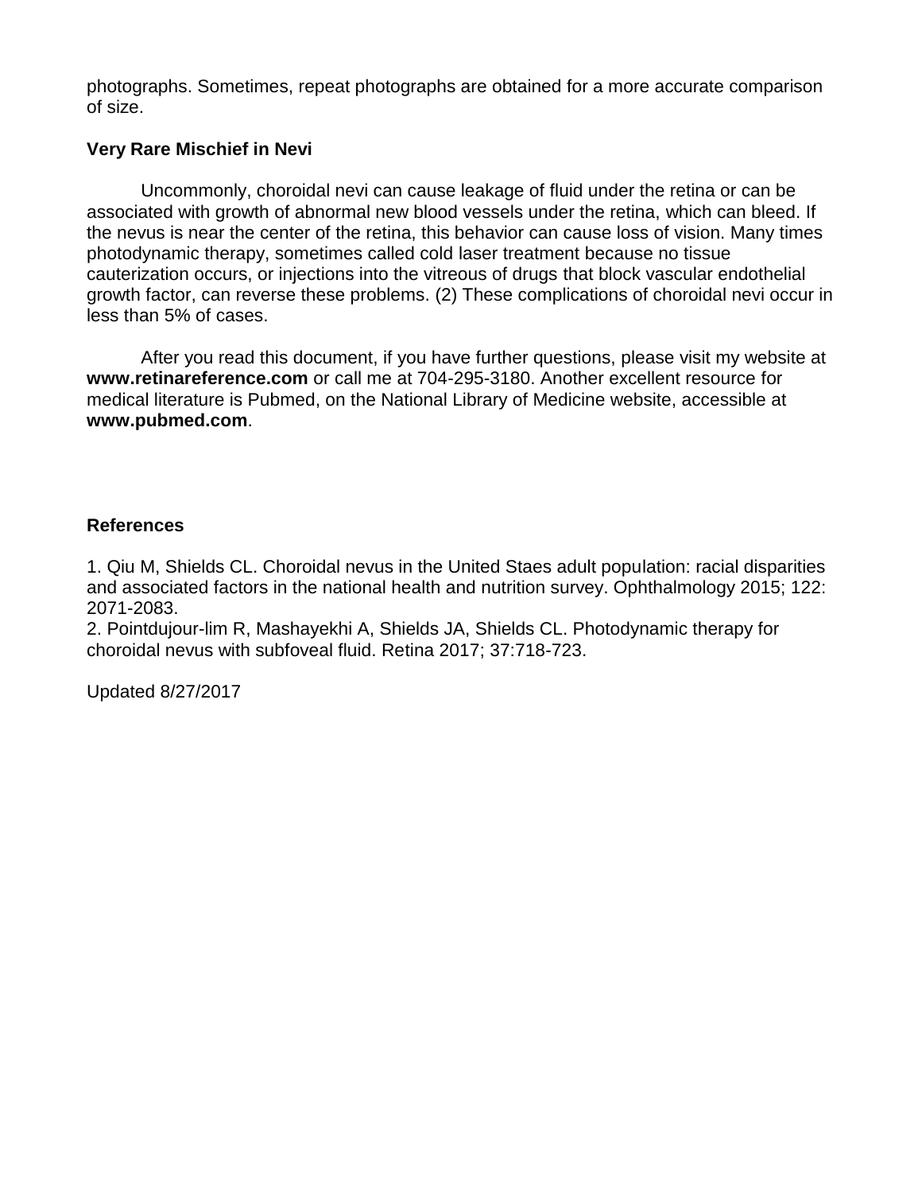photographs. Sometimes, repeat photographs are obtained for a more accurate comparison of size.

**Very Rare Mischief in Nevi**

Uncommonly, choroidal nevi can cause leakage of fluid under the retina or can be associated with growth of abnormal new blood vessels under the retina, which can bleed. If the nevus is near the center of the retina, this behavior can cause loss of vision. Many times photodynamic therapy, sometimes called cold laser treatment because no tissue cauterization occurs, or injections into the vitreous of drugs that block vascular endothelial growth factor, can reverse these problems. (2) These complications of choroidal nevi occur in less than 5% of cases.

After you read this document, if you have further questions, please visit my website at **www.retinareference.com** or call me at 704-295-3180. Another excellent resource for medical literature is Pubmed, on the National Library of Medicine website, accessible at **www.pubmed.com**.

**References**

1. Qiu M, Shields CL. Choroidal nevus in the United Staes adult population: racial disparities and associated factors in the national health and nutrition survey. Ophthalmology 2015; 122: 2071-2083.
2. Pointdujour-lim R, Mashayekhi A, Shields JA, Shields CL. Photodynamic therapy for choroidal nevus with subfoveal fluid. Retina 2017; 37:718-723.

Updated 8/27/2017